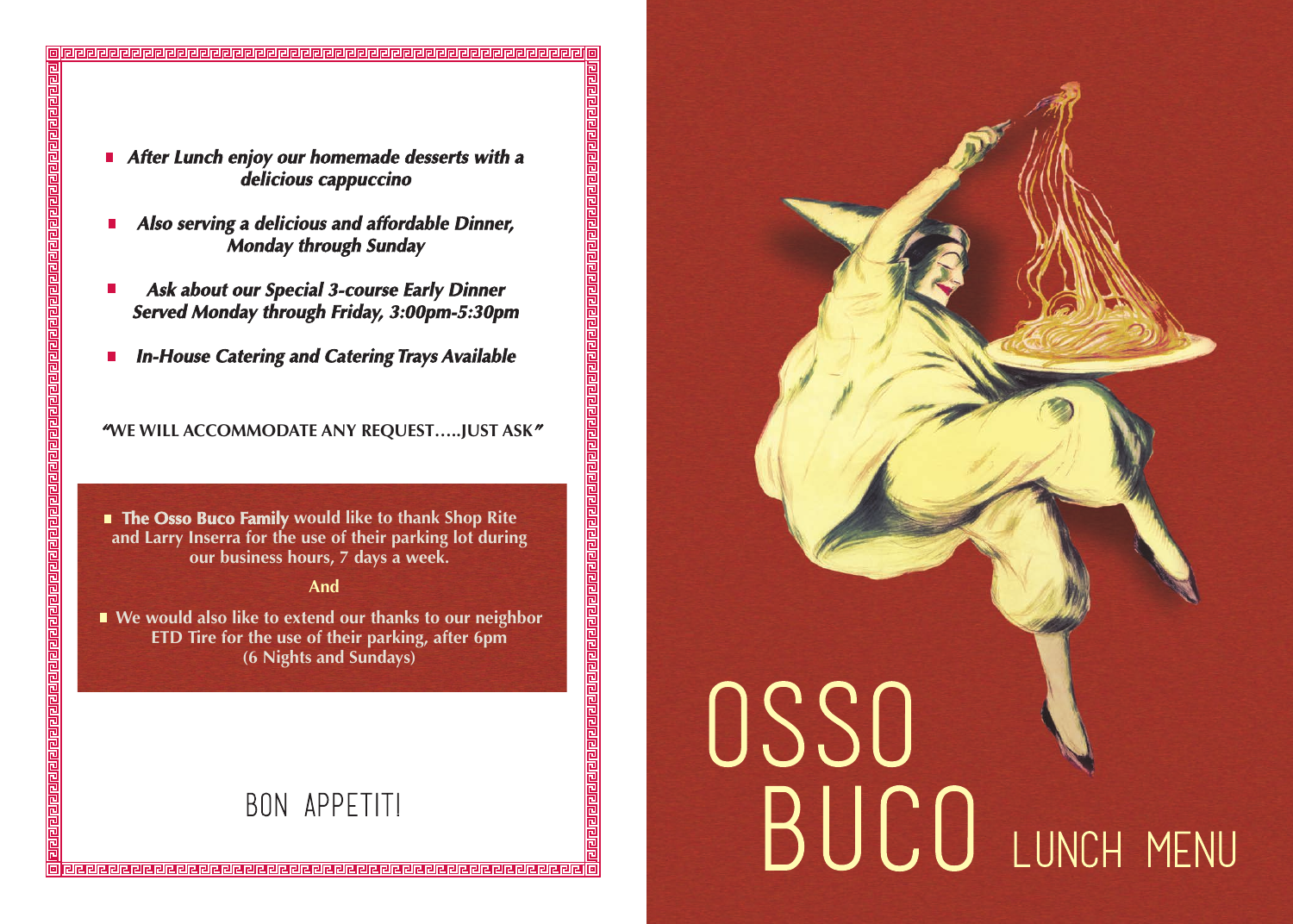- ***After Lunch enjoy our homemade desserts with a delicious cappuccino***
- ***Also serving a delicious and affordable Dinner, Monday through Sunday***
- ***Ask about our Special 3-course Early Dinner Served Monday through Friday, 3:00pm-5:30pm***
- ***In-House Catering and Catering Trays Available***

**"WE WILL ACCOMMODATE ANY REQUEST…..JUST ASK"**

- **The Osso Buco Family would like to thank Shop Rite and Larry Inserra for the use of their parking lot during our business hours, 7 days a week.**

**And**

- **We would also like to extend our thanks to our neighbor ETD Tire for the use of their parking, after 6pm (6 Nights and Sundays)**

BON APPETIT!

# OSSO BUCO

## LUNCH MENU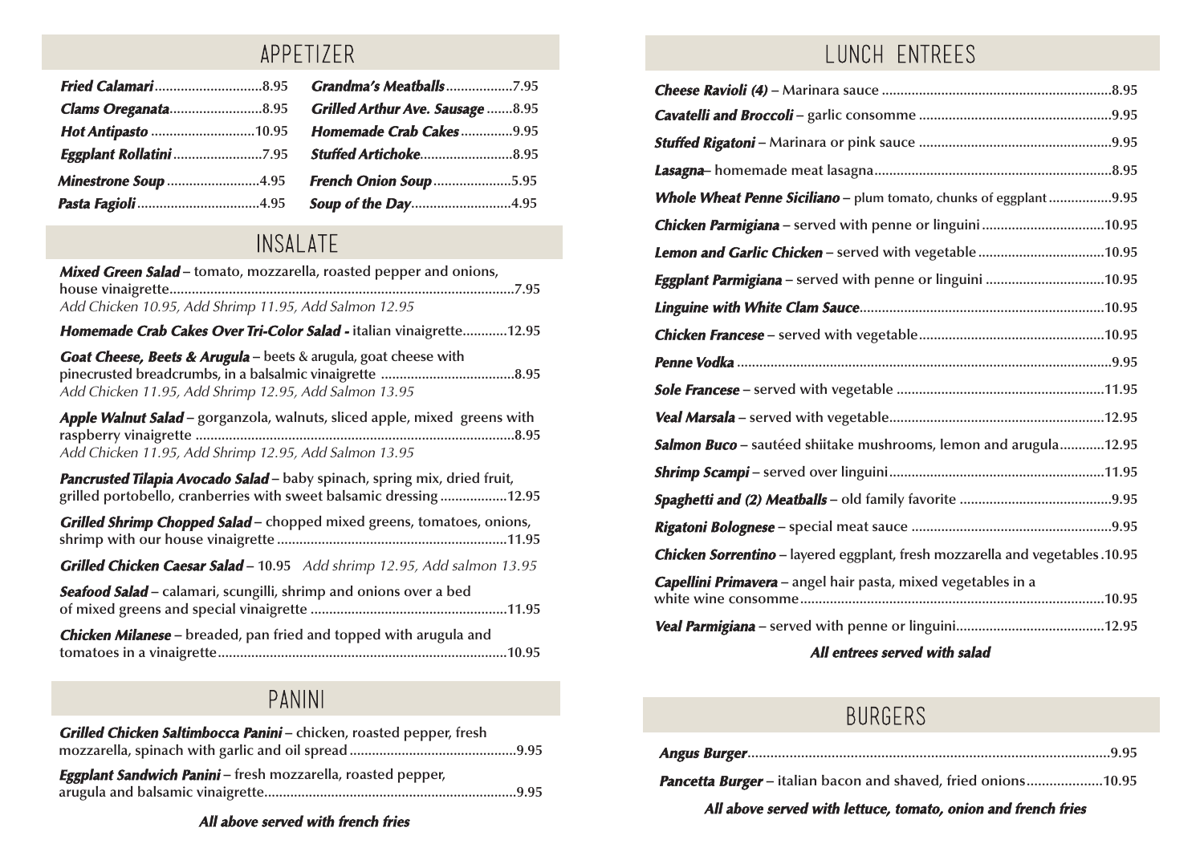## APPETIZER

- ***Fried Calamari***.............................8.95
- ***Grandma's Meatballs***..................7.95
- ***Clams Oreganata***.........................8.95
- ***Grilled Arthur Ave. Sausage***.......8.95
- ***Hot Antipasto***............................10.95
- ***Homemade Crab Cakes***..............9.95
- ***Eggplant Rollatini***........................7.95
- ***Stuffed Artichoke***..........................8.95
- ***Minestrone Soup***.........................4.95
- ***French Onion Soup***.....................5.95
- ***Pasta Fagioli***.................................4.95
- ***Soup of the Day***...........................4.95

## INSALATE

***Mixed Green Salad*** – tomato, mozzarella, roasted pepper and onions, house vinaigrette............................................................................................7.95
*Add Chicken 10.95, Add Shrimp 11.95, Add Salmon 12.95*

***Homemade Crab Cakes Over Tri-Color Salad*** - italian vinaigrette............12.95

***Goat Cheese, Beets & Arugula*** – beets & arugula, goat cheese with pinecrusted breadcrumbs, in a balsalmic vinaigrette ....................................8.95
*Add Chicken 11.95, Add Shrimp 12.95, Add Salmon 13.95*

***Apple Walnut Salad*** – gorganzola, walnuts, sliced apple, mixed greens with raspberry vinaigrette ......................................................................................8.95
*Add Chicken 11.95, Add Shrimp 12.95, Add Salmon 13.95*

***Pancrusted Tilapia Avocado Salad*** – baby spinach, spring mix, dried fruit, grilled portobello, cranberries with sweet balsamic dressing..................12.95

***Grilled Shrimp Chopped Salad*** – chopped mixed greens, tomatoes, onions, shrimp with our house vinaigrette .............................................................11.95

***Grilled Chicken Caesar Salad*** – 10.95 *Add shrimp 12.95, Add salmon 13.95*

***Seafood Salad*** – calamari, scungilli, shrimp and onions over a bed of mixed greens and special vinaigrette .....................................................11.95

***Chicken Milanese*** – breaded, pan fried and topped with arugula and tomatoes in a vinaigrette.............................................................................10.95

## PANINI

***Grilled Chicken Saltimbocca Panini*** – chicken, roasted pepper, fresh mozzarella, spinach with garlic and oil spread............................................9.95

***Eggplant Sandwich Panini*** – fresh mozzarella, roasted pepper, arugula and balsamic vinaigrette...................................................................9.95

***All above served with french fries***

## LUNCH ENTREES

***Cheese Ravioli (4)*** – Marinara sauce .............................................................8.95

***Cavatelli and Broccoli*** – garlic consomme ...................................................9.95

***Stuffed Rigatoni*** – Marinara or pink sauce ...................................................9.95

***Lasagna***– homemade meat lasagna...............................................................8.95

***Whole Wheat Penne Siciliano*** – plum tomato, chunks of eggplant.................9.95

***Chicken Parmigiana*** – served with penne or linguini.................................10.95

***Lemon and Garlic Chicken*** – served with vegetable..................................10.95

***Eggplant Parmigiana*** – served with penne or linguini ................................10.95

***Linguine with White Clam Sauce***.................................................................10.95

***Chicken Francese*** – served with vegetable.................................................10.95

***Penne Vodka*** ....................................................................................................9.95

***Sole Francese*** – served with vegetable .......................................................11.95

***Veal Marsala*** – served with vegetable.........................................................12.95

***Salmon Buco*** – sautéed shiitake mushrooms, lemon and arugula............12.95

***Shrimp Scampi*** – served over linguini.........................................................11.95

***Spaghetti and (2) Meatballs*** – old family favorite .........................................9.95

***Rigatoni Bolognese*** – special meat sauce .....................................................9.95

***Chicken Sorrentino*** – layered eggplant, fresh mozzarella and vegetables.10.95

***Capellini Primavera*** – angel hair pasta, mixed vegetables in a white wine consomme................................................................................10.95

***Veal Parmigiana*** – served with penne or linguini.......................................12.95

***All entrees served with salad***

## BURGERS

***Angus Burger***..............................................................................................9.95

***Pancetta Burger*** – italian bacon and shaved, fried onions....................10.95

***All above served with lettuce, tomato, onion and french fries***